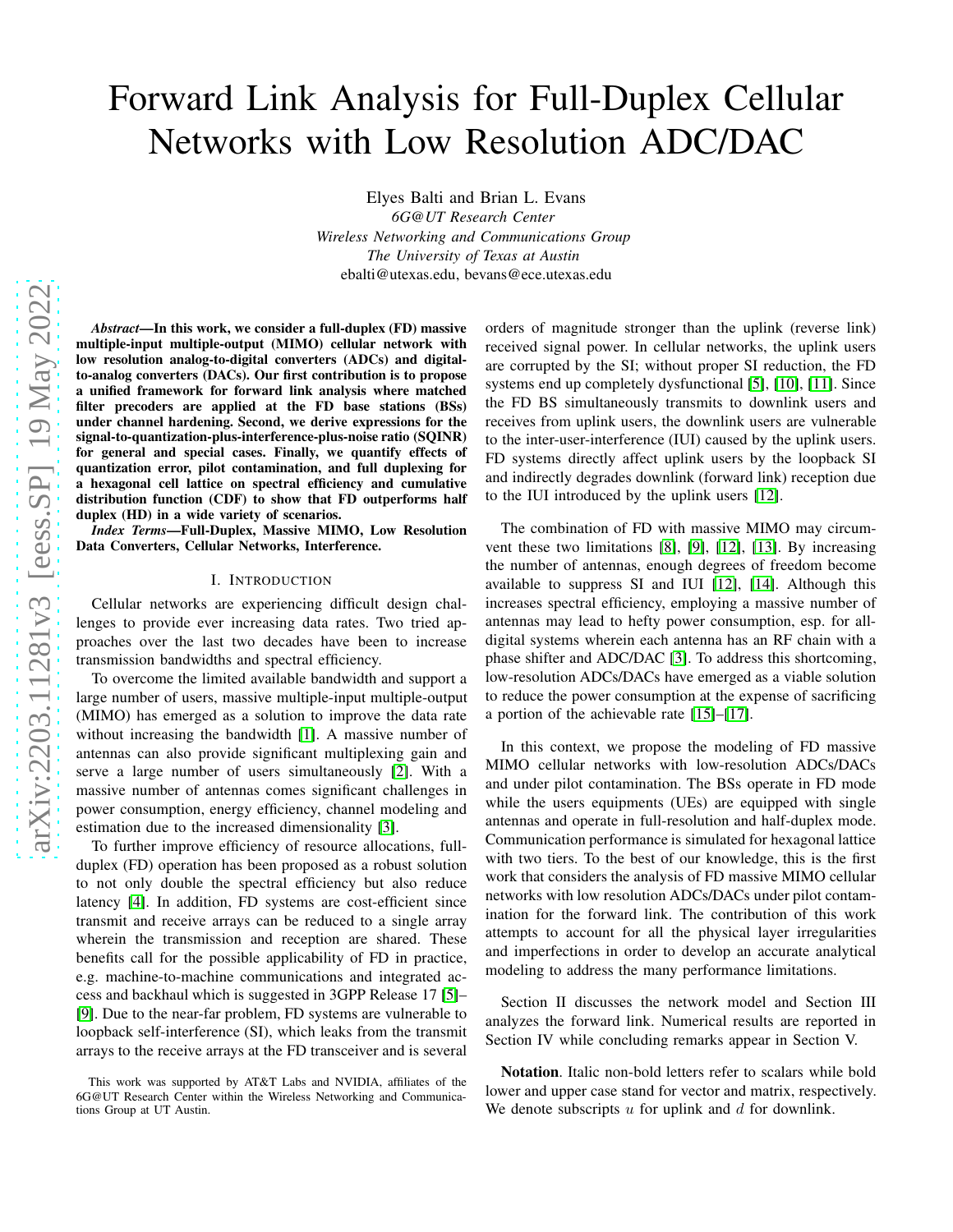# Forward Link Analysis for Full-Duplex Cellular Networks with Low Resolution ADC/DAC

Elyes Balti and Brian L. Evans
*6G@UT Research Center*
*Wireless Networking and Communications Group*
*The University of Texas at Austin*
ebalti@utexas.edu, bevans@ece.utexas.edu

***Abstract*—In this work, we consider a full-duplex (FD) massive multiple-input multiple-output (MIMO) cellular network with low resolution analog-to-digital converters (ADCs) and digital-to-analog converters (DACs). Our first contribution is to propose a unified framework for forward link analysis where matched filter precoders are applied at the FD base stations (BSs) under channel hardening. Second, we derive expressions for the signal-to-quantization-plus-interference-plus-noise ratio (SQINR) for general and special cases. Finally, we quantify effects of quantization error, pilot contamination, and full duplexing for a hexagonal cell lattice on spectral efficiency and cumulative distribution function (CDF) to show that FD outperforms half duplex (HD) in a wide variety of scenarios.**

***Index Terms*—Full-Duplex, Massive MIMO, Low Resolution Data Converters, Cellular Networks, Interference.**

## I. Introduction

Cellular networks are experiencing difficult design challenges to provide ever increasing data rates. Two tried approaches over the last two decades have been to increase transmission bandwidths and spectral efficiency.

To overcome the limited available bandwidth and support a large number of users, massive multiple-input multiple-output (MIMO) has emerged as a solution to improve the data rate without increasing the bandwidth [1]. A massive number of antennas can also provide significant multiplexing gain and serve a large number of users simultaneously [2]. With a massive number of antennas comes significant challenges in power consumption, energy efficiency, channel modeling and estimation due to the increased dimensionality [3].

To further improve efficiency of resource allocations, full-duplex (FD) operation has been proposed as a robust solution to not only double the spectral efficiency but also reduce latency [4]. In addition, FD systems are cost-efficient since transmit and receive arrays can be reduced to a single array wherein the transmission and reception are shared. These benefits call for the possible applicability of FD in practice, e.g. machine-to-machine communications and integrated access and backhaul which is suggested in 3GPP Release 17 [5]–[9]. Due to the near-far problem, FD systems are vulnerable to loopback self-interference (SI), which leaks from the transmit arrays to the receive arrays at the FD transceiver and is several orders of magnitude stronger than the uplink (reverse link) received signal power. In cellular networks, the uplink users are corrupted by the SI; without proper SI reduction, the FD systems end up completely dysfunctional [5], [10], [11]. Since the FD BS simultaneously transmits to downlink users and receives from uplink users, the downlink users are vulnerable to the inter-user-interference (IUI) caused by the uplink users. FD systems directly affect uplink users by the loopback SI and indirectly degrades downlink (forward link) reception due to the IUI introduced by the uplink users [12].

The combination of FD with massive MIMO may circumvent these two limitations [8], [9], [12], [13]. By increasing the number of antennas, enough degrees of freedom become available to suppress SI and IUI [12], [14]. Although this increases spectral efficiency, employing a massive number of antennas may lead to hefty power consumption, esp. for all-digital systems wherein each antenna has an RF chain with a phase shifter and ADC/DAC [3]. To address this shortcoming, low-resolution ADCs/DACs have emerged as a viable solution to reduce the power consumption at the expense of sacrificing a portion of the achievable rate [15]–[17].

In this context, we propose the modeling of FD massive MIMO cellular networks with low-resolution ADCs/DACs and under pilot contamination. The BSs operate in FD mode while the users equipments (UEs) are equipped with single antennas and operate in full-resolution and half-duplex mode. Communication performance is simulated for hexagonal lattice with two tiers. To the best of our knowledge, this is the first work that considers the analysis of FD massive MIMO cellular networks with low resolution ADCs/DACs under pilot contamination for the forward link. The contribution of this work attempts to account for all the physical layer irregularities and imperfections in order to develop an accurate analytical modeling to address the many performance limitations.

Section II discusses the network model and Section III analyzes the forward link. Numerical results are reported in Section IV while concluding remarks appear in Section V.

**Notation**. Italic non-bold letters refer to scalars while bold lower and upper case stand for vector and matrix, respectively. We denote subscripts $u$ for uplink and $d$ for downlink.

This work was supported by AT&T Labs and NVIDIA, affiliates of the 6G@UT Research Center within the Wireless Networking and Communications Group at UT Austin.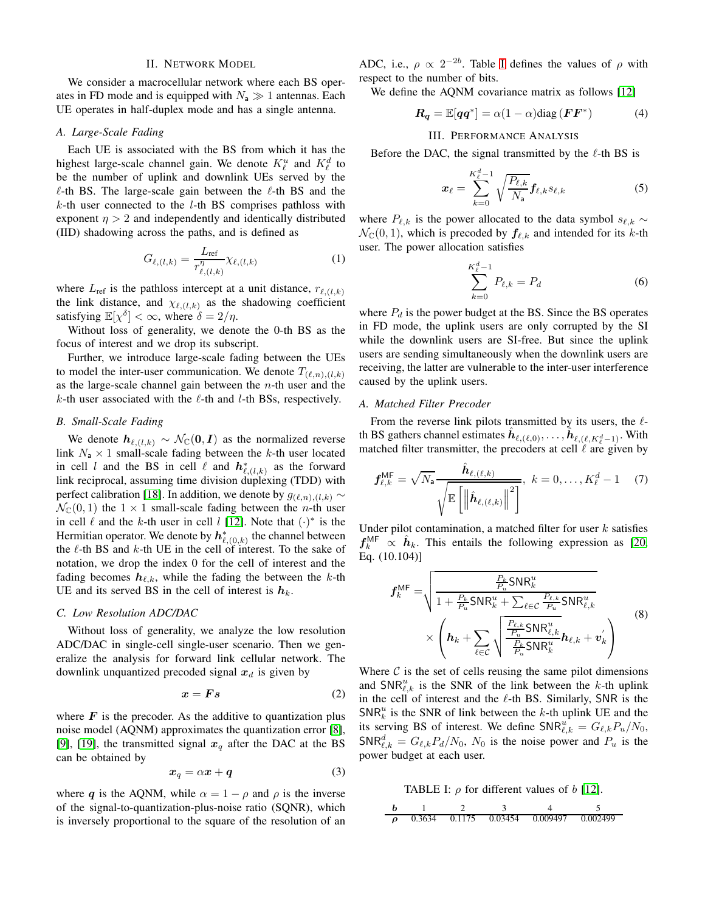## II. Network Model

We consider a macrocellular network where each BS operates in FD mode and is equipped with $N_{\mathsf{a}} \gg 1$ antennas. Each UE operates in half-duplex mode and has a single antenna.

### A. Large-Scale Fading

Each UE is associated with the BS from which it has the highest large-scale channel gain. We denote $K_\ell^u$ and $K_\ell^d$ to be the number of uplink and downlink UEs served by the $\ell$-th BS. The large-scale gain between the $\ell$-th BS and the $k$-th user connected to the $l$-th BS comprises pathloss with exponent $\eta > 2$ and independently and identically distributed (IID) shadowing across the paths, and is defined as

$$G_{\ell,(l,k)} = \frac{L_{\text{ref}}}{r_{\ell,(l,k)}^{\eta}} \chi_{\ell,(l,k)} \tag{1}$$

where $L_{\text{ref}}$ is the pathloss intercept at a unit distance, $r_{\ell,(l,k)}$ the link distance, and $\chi_{\ell,(l,k)}$ as the shadowing coefficient satisfying $\mathbb{E}[\chi^{\delta}] < \infty$, where $\delta = 2/\eta$.

Without loss of generality, we denote the 0-th BS as the focus of interest and we drop its subscript.

Further, we introduce large-scale fading between the UEs to model the inter-user communication. We denote $T_{(\ell,n),(l,k)}$ as the large-scale channel gain between the $n$-th user and the $k$-th user associated with the $\ell$-th and $l$-th BSs, respectively.

### B. Small-Scale Fading

We denote $\boldsymbol{h}_{\ell,(l,k)} \sim \mathcal{N}_{\mathbb{C}}(\boldsymbol{0}, \boldsymbol{I})$ as the normalized reverse link $N_{\mathsf{a}} \times 1$ small-scale fading between the $k$-th user located in cell $l$ and the BS in cell $\ell$ and $\boldsymbol{h}_{\ell,(l,k)}^*$ as the forward link reciprocal, assuming time division duplexing (TDD) with perfect calibration [18]. In addition, we denote by $g_{(\ell,n),(l,k)} \sim \mathcal{N}_{\mathbb{C}}(0,1)$ the $1 \times 1$ small-scale fading between the $n$-th user in cell $\ell$ and the $k$-th user in cell $l$ [12]. Note that $(\cdot)^*$ is the Hermitian operator. We denote by $\boldsymbol{h}_{\ell,(0,k)}^*$ the channel between the $\ell$-th BS and $k$-th UE in the cell of interest. To the sake of notation, we drop the index 0 for the cell of interest and the fading becomes $\boldsymbol{h}_{\ell,k}$, while the fading the between the $k$-th UE and its served BS in the cell of interest is $\boldsymbol{h}_k$.

### C. Low Resolution ADC/DAC

Without loss of generality, we analyze the low resolution ADC/DAC in single-cell single-user scenario. Then we generalize the analysis for forward link cellular network. The downlink unquantized precoded signal $\boldsymbol{x}_d$ is given by

$$\boldsymbol{x} = \boldsymbol{F}\boldsymbol{s} \tag{2}$$

where $\boldsymbol{F}$ is the precoder. As the additive to quantization plus noise model (AQNM) approximates the quantization error [8], [9], [19], the transmitted signal $\boldsymbol{x}_q$ after the DAC at the BS can be obtained by

$$\boldsymbol{x}_q = \alpha \boldsymbol{x} + \boldsymbol{q} \tag{3}$$

where $\boldsymbol{q}$ is the AQNM, while $\alpha = 1 - \rho$ and $\rho$ is the inverse of the signal-to-quantization-plus-noise ratio (SQNR), which is inversely proportional to the square of the resolution of an ADC, i.e., $\rho \propto 2^{-2b}$. Table I defines the values of $\rho$ with respect to the number of bits.

We define the AQNM covariance matrix as follows [12]

$$\boldsymbol{R}_{\boldsymbol{q}} = \mathbb{E}[\boldsymbol{q}\boldsymbol{q}^*] = \alpha(1-\alpha)\text{diag}(\boldsymbol{F}\boldsymbol{F}^*) \tag{4}$$

## III. Performance Analysis

Before the DAC, the signal transmitted by the $\ell$-th BS is

$$\boldsymbol{x}_\ell = \sum_{k=0}^{K_\ell^d - 1} \sqrt{\frac{P_{\ell,k}}{N_{\mathsf{a}}}} \boldsymbol{f}_{\ell,k} s_{\ell,k} \tag{5}$$

where $P_{\ell,k}$ is the power allocated to the data symbol $s_{\ell,k} \sim \mathcal{N}_{\mathbb{C}}(0,1)$, which is precoded by $\boldsymbol{f}_{\ell,k}$ and intended for its $k$-th user. The power allocation satisfies

$$\sum_{k=0}^{K_\ell^d - 1} P_{\ell,k} = P_d \tag{6}$$

where $P_d$ is the power budget at the BS. Since the BS operates in FD mode, the uplink users are only corrupted by the SI while the downlink users are SI-free. But since the uplink users are sending simultaneously when the downlink users are receiving, the latter are vulnerable to the inter-user interference caused by the uplink users.

### A. Matched Filter Precoder

From the reverse link pilots transmitted by its users, the $\ell$-th BS gathers channel estimates $\hat{\boldsymbol{h}}_{\ell,(\ell,0)}, \ldots, \hat{\boldsymbol{h}}_{\ell,(\ell,K_\ell^d-1)}$. With matched filter transmitter, the precoders at cell $\ell$ are given by

$$\boldsymbol{f}_{\ell,k}^{\mathsf{MF}} = \sqrt{N_{\mathsf{a}}} \frac{\hat{\boldsymbol{h}}_{\ell,(\ell,k)}}{\sqrt{\mathbb{E}\left[\left\|\hat{\boldsymbol{h}}_{\ell,(\ell,k)}\right\|^2\right]}}, \; k = 0, \ldots, K_\ell^d - 1 \tag{7}$$

Under pilot contamination, a matched filter for user $k$ satisfies $\boldsymbol{f}_k^{\mathsf{MF}} \propto \hat{\boldsymbol{h}}_k$. This entails the following expression as [20, Eq. (10.104)]

$$\begin{aligned} \boldsymbol{f}_k^{\mathsf{MF}} = & \sqrt{\frac{\frac{P_k}{P_u}\mathsf{SNR}_k^u}{1 + \frac{P_k}{P_u}\mathsf{SNR}_k^u + \sum_{\ell \in \mathcal{C}} \frac{P_{\ell,k}}{P_u}\mathsf{SNR}_{\ell,k}^u}} \\ & \times \left( \boldsymbol{h}_k + \sum_{\ell \in \mathcal{C}} \sqrt{\frac{\frac{P_{\ell,k}}{P_u}\mathsf{SNR}_{\ell,k}^u}{\frac{P_k}{P_u}\mathsf{SNR}_k^u}} \boldsymbol{h}_{\ell,k} + \boldsymbol{v}_k' \right) \end{aligned} \tag{8}$$

Where $\mathcal{C}$ is the set of cells reusing the same pilot dimensions and $\mathsf{SNR}_{\ell,k}^u$ is the SNR of the link between the $k$-th uplink in the cell of interest and the $\ell$-th BS. Similarly, $\mathsf{SNR}$ is the $\mathsf{SNR}_k^u$ is the SNR of link between the $k$-th uplink UE and the its serving BS of interest. We define $\mathsf{SNR}_{\ell,k}^u = G_{\ell,k} P_u / N_0$, $\mathsf{SNR}_{\ell,k}^d = G_{\ell,k} P_d / N_0$, $N_0$ is the noise power and $P_u$ is the power budget at each user.

TABLE I: $\rho$ for different values of $b$ [12].

| $b$ | 1 | 2 | 3 | 4 | 5 |
|---|---|---|---|---|---|
| $\rho$ | 0.3634 | 0.1175 | 0.03454 | 0.009497 | 0.002499 |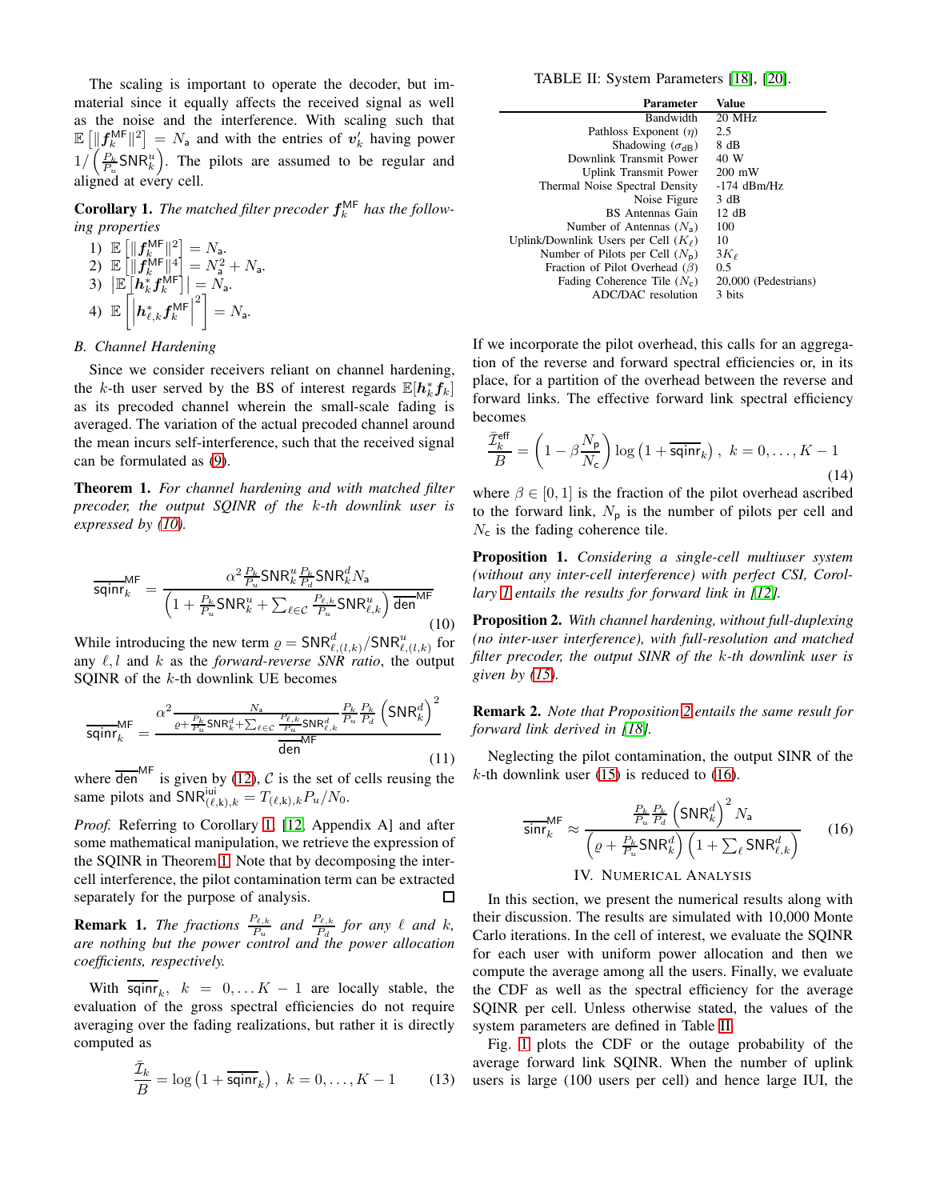The scaling is important to operate the decoder, but immaterial since it equally affects the received signal as well as the noise and the interference. With scaling such that $\mathbb{E}\left[\|\boldsymbol{f}_k^{\mathsf{MF}}\|^2\right] = N_{\mathsf{a}}$ and with the entries of $\boldsymbol{v}'_k$ having power $1/\left(\frac{P_k}{P_u}\mathsf{SNR}_k^u\right)$. The pilots are assumed to be regular and aligned at every cell.

**Corollary 1.** *The matched filter precoder $\boldsymbol{f}_k^{\mathsf{MF}}$ has the following properties*

1) $\mathbb{E}\left[\|\boldsymbol{f}_k^{\mathsf{MF}}\|^2\right] = N_{\mathsf{a}}$.
2) $\mathbb{E}\left[\|\boldsymbol{f}_k^{\mathsf{MF}}\|^4\right] = N_{\mathsf{a}}^2 + N_{\mathsf{a}}$.
3) $\left|\mathbb{E}\left[\boldsymbol{h}_k^* \boldsymbol{f}_k^{\mathsf{MF}}\right]\right| = N_{\mathsf{a}}$.
4) $\mathbb{E}\left[\left|\boldsymbol{h}_{\ell,k}^* \boldsymbol{f}_k^{\mathsf{MF}}\right|^2\right] = N_{\mathsf{a}}$.

### B. Channel Hardening

Since we consider receivers reliant on channel hardening, the $k$-th user served by the BS of interest regards $\mathbb{E}[\boldsymbol{h}_k^* \boldsymbol{f}_k]$ as its precoded channel wherein the small-scale fading is averaged. The variation of the actual precoded channel around the mean incurs self-interference, such that the received signal can be formulated as (9).

**Theorem 1.** *For channel hardening and with matched filter precoder, the output SQINR of the $k$-th downlink user is expressed by (10).*

$$\overline{\mathsf{sqinr}}_k^{\mathsf{MF}} = \frac{\alpha^2 \frac{P_k}{P_u}\mathsf{SNR}_k^u \frac{P_k}{P_d}\mathsf{SNR}_k^d N_{\mathsf{a}}}{\left(1 + \frac{P_k}{P_u}\mathsf{SNR}_k^u + \sum_{\ell \in \mathcal{C}} \frac{P_{\ell,k}}{P_u}\mathsf{SNR}_{\ell,k}^u\right)\overline{\mathsf{den}}^{\mathsf{MF}}} \tag{10}$$

While introducing the new term $\varrho = \mathsf{SNR}_{\ell,(l,k)}^d / \mathsf{SNR}_{\ell,(l,k)}^u$ for any $\ell, l$ and $k$ as the *forward-reverse SNR ratio*, the output SQINR of the $k$-th downlink UE becomes

$$\overline{\mathsf{sqinr}}_k^{\mathsf{MF}} = \frac{\alpha^2 \frac{N_{\mathsf{a}}}{\varrho + \frac{P_k}{P_u}\mathsf{SNR}_k^d + \sum_{\ell \in \mathcal{C}} \frac{P_{\ell,k}}{P_u}\mathsf{SNR}_{\ell,k}^d} \frac{P_k}{P_u}\frac{P_k}{P_d}\left(\mathsf{SNR}_k^d\right)^2}{\overline{\mathsf{den}}^{\mathsf{MF}}} \tag{11}$$

where $\overline{\mathsf{den}}^{\mathsf{MF}}$ is given by (12), $\mathcal{C}$ is the set of cells reusing the same pilots and $\mathsf{SNR}_{(\ell,\mathrm{k}),k}^{\mathrm{iui}} = T_{(\ell,\mathrm{k}),k} P_u / N_0$.

*Proof.* Referring to Corollary 1, [12, Appendix A] and after some mathematical manipulation, we retrieve the expression of the SQINR in Theorem 1. Note that by decomposing the inter-cell interference, the pilot contamination term can be extracted separately for the purpose of analysis. □

**Remark 1.** *The fractions $\frac{P_{\ell,k}}{P_u}$ and $\frac{P_{\ell,k}}{P_d}$ for any $\ell$ and $k$, are nothing but the power control and the power allocation coefficients, respectively.*

With $\overline{\mathsf{sqinr}}_k$, $k = 0, \ldots K-1$ are locally stable, the evaluation of the gross spectral efficiencies do not require averaging over the fading realizations, but rather it is directly computed as

$$\frac{\bar{\mathcal{I}}_k}{B} = \log\left(1 + \overline{\mathsf{sqinr}}_k\right), \; k = 0, \ldots, K-1 \tag{13}$$

TABLE II: System Parameters [18], [20].

| Parameter | Value |
|---|---|
| Bandwidth | 20 MHz |
| Pathloss Exponent ($\eta$) | 2.5 |
| Shadowing ($\sigma_{\mathrm{dB}}$) | 8 dB |
| Downlink Transmit Power | 40 W |
| Uplink Transmit Power | 200 mW |
| Thermal Noise Spectral Density | -174 dBm/Hz |
| Noise Figure | 3 dB |
| BS Antennas Gain | 12 dB |
| Number of Antennas ($N_{\mathsf{a}}$) | 100 |
| Uplink/Downlink Users per Cell ($K_\ell$) | 10 |
| Number of Pilots per Cell ($N_{\mathsf{p}}$) | $3K_\ell$ |
| Fraction of Pilot Overhead ($\beta$) | 0.5 |
| Fading Coherence Tile ($N_{\mathsf{c}}$) | 20,000 (Pedestrians) |
| ADC/DAC resolution | 3 bits |

If we incorporate the pilot overhead, this calls for an aggregation of the reverse and forward spectral efficiencies or, in its place, for a partition of the overhead between the reverse and forward links. The effective forward link spectral efficiency becomes

$$\frac{\bar{\mathcal{I}}_k^{\mathsf{eff}}}{B} = \left(1 - \beta\frac{N_{\mathsf{p}}}{N_{\mathsf{c}}}\right)\log\left(1 + \overline{\mathsf{sqinr}}_k\right), \; k = 0, \ldots, K-1 \tag{14}$$

where $\beta \in [0, 1]$ is the fraction of the pilot overhead ascribed to the forward link, $N_{\mathsf{p}}$ is the number of pilots per cell and $N_{\mathsf{c}}$ is the fading coherence tile.

**Proposition 1.** *Considering a single-cell multiuser system (without any inter-cell interference) with perfect CSI, Corollary 1 entails the results for forward link in [12].*

**Proposition 2.** *With channel hardening, without full-duplexing (no inter-user interference), with full-resolution and matched filter precoder, the output SINR of the $k$-th downlink user is given by (15).*

**Remark 2.** *Note that Proposition 2 entails the same result for forward link derived in [18].*

Neglecting the pilot contamination, the output SINR of the $k$-th downlink user (15) is reduced to (16).

$$\overline{\mathsf{sinr}}_k^{\mathsf{MF}} \approx \frac{\frac{P_k}{P_u}\frac{P_k}{P_d}\left(\mathsf{SNR}_k^d\right)^2 N_{\mathsf{a}}}{\left(\varrho + \frac{P_k}{P_u}\mathsf{SNR}_k^d\right)\left(1 + \sum_\ell \mathsf{SNR}_{\ell,k}^d\right)} \tag{16}$$

## IV. Numerical Analysis

In this section, we present the numerical results along with their discussion. The results are simulated with 10,000 Monte Carlo iterations. In the cell of interest, we evaluate the SQINR for each user with uniform power allocation and then we compute the average among all the users. Finally, we evaluate the CDF as well as the spectral efficiency for the average SQINR per cell. Unless otherwise stated, the values of the system parameters are defined in Table II.

Fig. 1 plots the CDF or the outage probability of the average forward link SQINR. When the number of uplink users is large (100 users per cell) and hence large IUI, the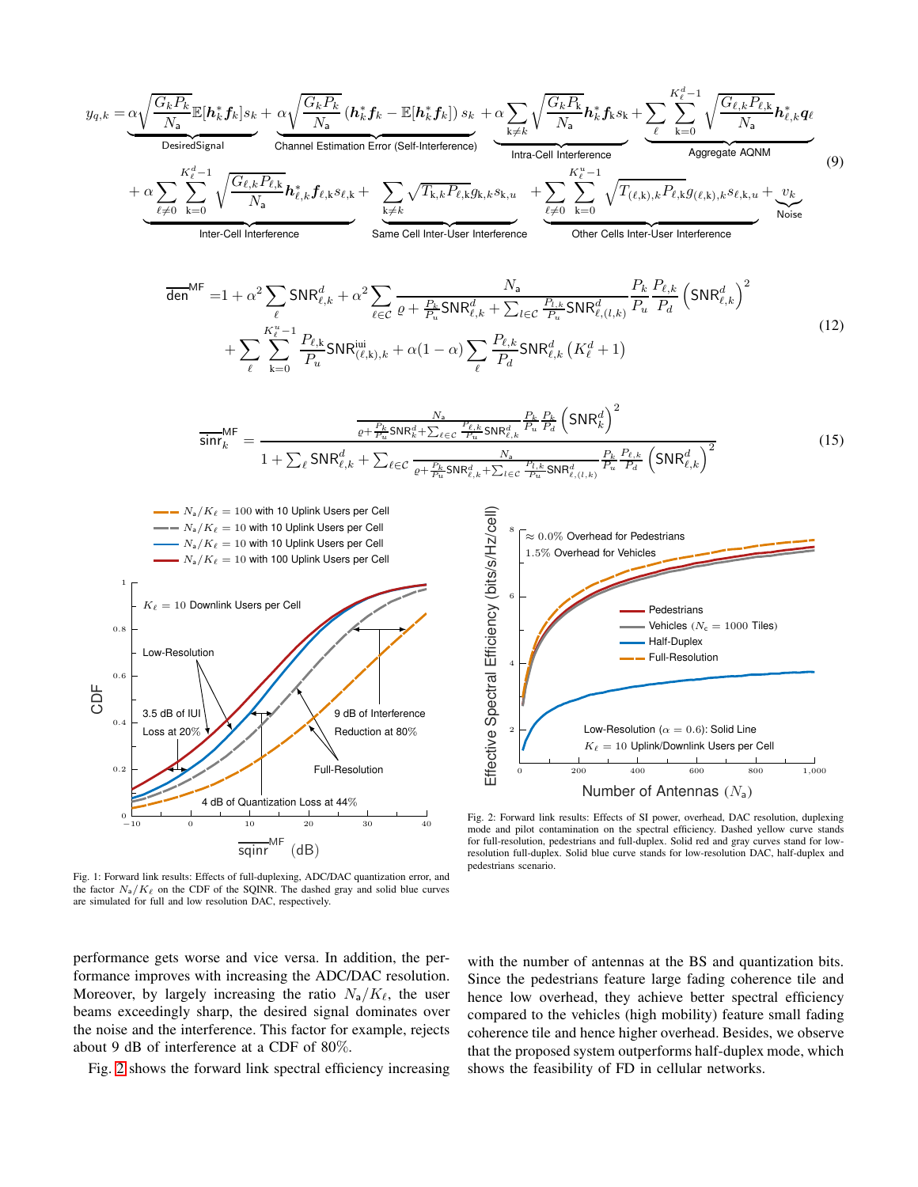$$
\begin{aligned}
y_{q,k} =& \underbrace{\alpha\sqrt{\frac{G_k P_k}{N_a}}\mathbb{E}[\boldsymbol{h}_k^* \boldsymbol{f}_k] s_k}_{\text{DesiredSignal}} + \underbrace{\alpha\sqrt{\frac{G_k P_k}{N_a}}\left(\boldsymbol{h}_k^* \boldsymbol{f}_k - \mathbb{E}[\boldsymbol{h}_k^* \boldsymbol{f}_k]\right) s_k}_{\text{Channel Estimation Error (Self-Interference)}} + \underbrace{\alpha\sum_{\mathrm{k}\neq k}\sqrt{\frac{G_k P_{\mathrm{k}}}{N_a}}\boldsymbol{h}_k^* \boldsymbol{f}_{\mathrm{k}} s_{\mathrm{k}}}_{\text{Intra-Cell Interference}} + \underbrace{\sum_{\ell}\sum_{\mathrm{k}=0}^{K_\ell^d-1}\sqrt{\frac{G_{\ell,k} P_{\ell,\mathrm{k}}}{N_a}}\boldsymbol{h}_{\ell,k}^* \boldsymbol{q}_\ell}_{\text{Aggregate AQNM}} \\
&+ \underbrace{\alpha\sum_{\ell\neq 0}\sum_{\mathrm{k}=0}^{K_\ell^d-1}\sqrt{\frac{G_{\ell,k} P_{\ell,\mathrm{k}}}{N_a}}\boldsymbol{h}_{\ell,k}^* \boldsymbol{f}_{\ell,\mathrm{k}} s_{\ell,\mathrm{k}}}_{\text{Inter-Cell Interference}} + \underbrace{\sum_{\mathrm{k}\neq k}\sqrt{T_{\mathrm{k},k} P_{\ell,\mathrm{k}}} g_{\mathrm{k},k} s_{\mathrm{k},u}}_{\text{Same Cell Inter-User Interference}} + \underbrace{\sum_{\ell\neq 0}\sum_{\mathrm{k}=0}^{K_\ell^u-1}\sqrt{T_{(\ell,\mathrm{k}),k} P_{\ell,\mathrm{k}}} g_{(\ell,\mathrm{k}),k} s_{\ell,\mathrm{k},u}}_{\text{Other Cells Inter-User Interference}} + \underbrace{v_k}_{\text{Noise}}
\end{aligned} \tag{9}
$$

$$
\begin{aligned}
\overline{\mathsf{den}}^{\mathsf{MF}} =& 1 + \alpha^2 \sum_\ell \mathsf{SNR}_{\ell,k}^d + \alpha^2 \sum_{\ell\in\mathcal{C}} \frac{N_a}{\varrho + \frac{P_k}{P_u}\mathsf{SNR}_{\ell,k}^d + \sum_{l\in\mathcal{C}} \frac{P_{l,k}}{P_u}\mathsf{SNR}_{\ell,(l,k)}^d} \frac{P_k}{P_u}\frac{P_{\ell,k}}{P_d}\left(\mathsf{SNR}_{\ell,k}^d\right)^2 \\
&+ \sum_\ell \sum_{\mathrm{k}=0}^{K_\ell^u-1} \frac{P_{\ell,\mathrm{k}}}{P_u}\mathsf{SNR}_{(\ell,\mathrm{k}),k}^{\mathrm{iui}} + \alpha(1-\alpha)\sum_\ell \frac{P_{\ell,k}}{P_d}\mathsf{SNR}_{\ell,k}^d \left(K_\ell^d + 1\right)
\end{aligned} \tag{12}
$$

$$
\overline{\mathsf{sinr}}_k^{\mathsf{MF}} = \frac{\frac{N_a}{\varrho + \frac{P_k}{P_u}\mathsf{SNR}_k^d + \sum_{\ell\in\mathcal{C}} \frac{P_{\ell,k}}{P_u}\mathsf{SNR}_{\ell,k}^d}\frac{P_k}{P_u}\frac{P_k}{P_d}\left(\mathsf{SNR}_k^d\right)^2}{1 + \sum_\ell \mathsf{SNR}_{\ell,k}^d + \sum_{\ell\in\mathcal{C}} \frac{N_a}{\varrho + \frac{P_k}{P_u}\mathsf{SNR}_{\ell,k}^d + \sum_{l\in\mathcal{C}} \frac{P_{l,k}}{P_u}\mathsf{SNR}_{\ell,(l,k)}^d}\frac{P_k}{P_u}\frac{P_{\ell,k}}{P_d}\left(\mathsf{SNR}_{\ell,k}^d\right)^2} \tag{15}
$$

Fig. 1: Forward link results: Effects of full-duplexing, ADC/DAC quantization error, and the factor $N_a/K_\ell$ on the CDF of the SQINR. The dashed gray and solid blue curves are simulated for full and low resolution DAC, respectively.

Fig. 2: Forward link results: Effects of SI power, overhead, DAC resolution, duplexing mode and pilot contamination on the spectral efficiency. Dashed yellow curve stands for full-resolution, pedestrians and full-duplex. Solid red and gray curves stand for low-resolution full-duplex. Solid blue curve stands for low-resolution DAC, half-duplex and pedestrians scenario.

performance gets worse and vice versa. In addition, the performance improves with increasing the ADC/DAC resolution. Moreover, by largely increasing the ratio $N_a/K_\ell$, the user beams exceedingly sharp, the desired signal dominates over the noise and the interference. This factor for example, rejects about 9 dB of interference at a CDF of 80%.

Fig. 2 shows the forward link spectral efficiency increasing with the number of antennas at the BS and quantization bits. Since the pedestrians feature large fading coherence tile and hence low overhead, they achieve better spectral efficiency compared to the vehicles (high mobility) feature small fading coherence tile and hence higher overhead. Besides, we observe that the proposed system outperforms half-duplex mode, which shows the feasibility of FD in cellular networks.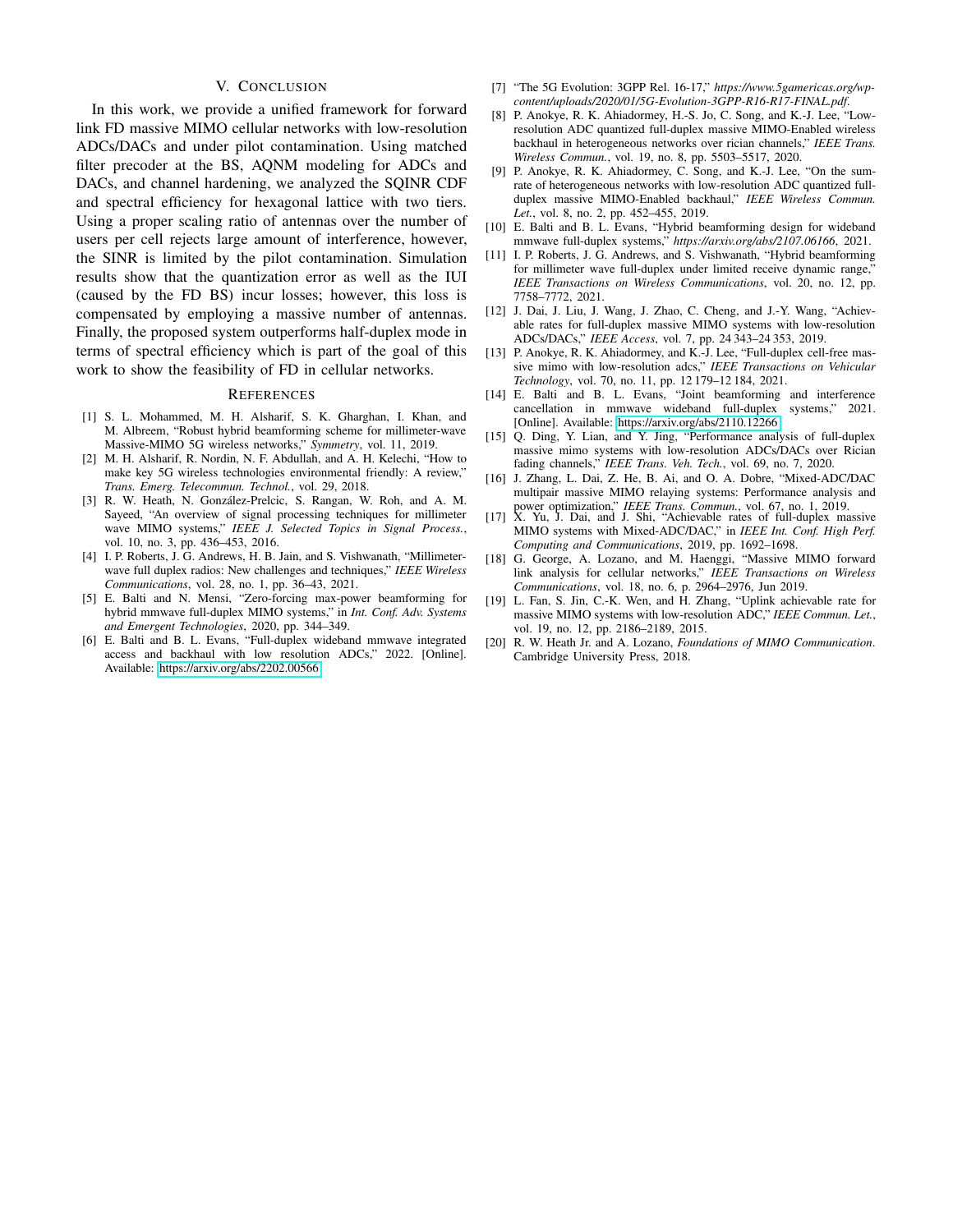## V. Conclusion

In this work, we provide a unified framework for forward link FD massive MIMO cellular networks with low-resolution ADCs/DACs and under pilot contamination. Using matched filter precoder at the BS, AQNM modeling for ADCs and DACs, and channel hardening, we analyzed the SQINR CDF and spectral efficiency for hexagonal lattice with two tiers. Using a proper scaling ratio of antennas over the number of users per cell rejects large amount of interference, however, the SINR is limited by the pilot contamination. Simulation results show that the quantization error as well as the IUI (caused by the FD BS) incur losses; however, this loss is compensated by employing a massive number of antennas. Finally, the proposed system outperforms half-duplex mode in terms of spectral efficiency which is part of the goal of this work to show the feasibility of FD in cellular networks.

## References

[1] S. L. Mohammed, M. H. Alsharif, S. K. Gharghan, I. Khan, and M. Albreem, "Robust hybrid beamforming scheme for millimeter-wave Massive-MIMO 5G wireless networks," *Symmetry*, vol. 11, 2019.

[2] M. H. Alsharif, R. Nordin, N. F. Abdullah, and A. H. Kelechi, "How to make key 5G wireless technologies environmental friendly: A review," *Trans. Emerg. Telecommun. Technol.*, vol. 29, 2018.

[3] R. W. Heath, N. González-Prelcic, S. Rangan, W. Roh, and A. M. Sayeed, "An overview of signal processing techniques for millimeter wave MIMO systems," *IEEE J. Selected Topics in Signal Process.*, vol. 10, no. 3, pp. 436–453, 2016.

[4] I. P. Roberts, J. G. Andrews, H. B. Jain, and S. Vishwanath, "Millimeter-wave full duplex radios: New challenges and techniques," *IEEE Wireless Communications*, vol. 28, no. 1, pp. 36–43, 2021.

[5] E. Balti and N. Mensi, "Zero-forcing max-power beamforming for hybrid mmwave full-duplex MIMO systems," in *Int. Conf. Adv. Systems and Emergent Technologies*, 2020, pp. 344–349.

[6] E. Balti and B. L. Evans, "Full-duplex wideband mmwave integrated access and backhaul with low resolution ADCs," 2022. [Online]. Available: https://arxiv.org/abs/2202.00566

[7] "The 5G Evolution: 3GPP Rel. 16-17," *https://www.5gamericas.org/wp-content/uploads/2020/01/5G-Evolution-3GPP-R16-R17-FINAL.pdf*.

[8] P. Anokye, R. K. Ahiadormey, H.-S. Jo, C. Song, and K.-J. Lee, "Low-resolution ADC quantized full-duplex massive MIMO-Enabled wireless backhaul in heterogeneous networks over rician channels," *IEEE Trans. Wireless Commun.*, vol. 19, no. 8, pp. 5503–5517, 2020.

[9] P. Anokye, R. K. Ahiadormey, C. Song, and K.-J. Lee, "On the sum-rate of heterogeneous networks with low-resolution ADC quantized full-duplex massive MIMO-Enabled backhaul," *IEEE Wireless Commun. Let.*, vol. 8, no. 2, pp. 452–455, 2019.

[10] E. Balti and B. L. Evans, "Hybrid beamforming design for wideband mmwave full-duplex systems," *https://arxiv.org/abs/2107.06166*, 2021.

[11] I. P. Roberts, J. G. Andrews, and S. Vishwanath, "Hybrid beamforming for millimeter wave full-duplex under limited receive dynamic range," *IEEE Transactions on Wireless Communications*, vol. 20, no. 12, pp. 7758–7772, 2021.

[12] J. Dai, J. Liu, J. Wang, J. Zhao, C. Cheng, and J.-Y. Wang, "Achievable rates for full-duplex massive MIMO systems with low-resolution ADCs/DACs," *IEEE Access*, vol. 7, pp. 24 343–24 353, 2019.

[13] P. Anokye, R. K. Ahiadormey, and K.-J. Lee, "Full-duplex cell-free massive mimo with low-resolution adcs," *IEEE Transactions on Vehicular Technology*, vol. 70, no. 11, pp. 12 179–12 184, 2021.

[14] E. Balti and B. L. Evans, "Joint beamforming and interference cancellation in mmwave wideband full-duplex systems," 2021. [Online]. Available: https://arxiv.org/abs/2110.12266

[15] Q. Ding, Y. Lian, and Y. Jing, "Performance analysis of full-duplex massive mimo systems with low-resolution ADCs/DACs over Rician fading channels," *IEEE Trans. Veh. Tech.*, vol. 69, no. 7, 2020.

[16] J. Zhang, L. Dai, Z. He, B. Ai, and O. A. Dobre, "Mixed-ADC/DAC multipair massive MIMO relaying systems: Performance analysis and power optimization," *IEEE Trans. Commun.*, vol. 67, no. 1, 2019.

[17] X. Yu, J. Dai, and J. Shi, "Achievable rates of full-duplex massive MIMO systems with Mixed-ADC/DAC," in *IEEE Int. Conf. High Perf. Computing and Communications*, 2019, pp. 1692–1698.

[18] G. George, A. Lozano, and M. Haenggi, "Massive MIMO forward link analysis for cellular networks," *IEEE Transactions on Wireless Communications*, vol. 18, no. 6, p. 2964–2976, Jun 2019.

[19] L. Fan, S. Jin, C.-K. Wen, and H. Zhang, "Uplink achievable rate for massive MIMO systems with low-resolution ADC," *IEEE Commun. Let.*, vol. 19, no. 12, pp. 2186–2189, 2015.

[20] R. W. Heath Jr. and A. Lozano, *Foundations of MIMO Communication*. Cambridge University Press, 2018.